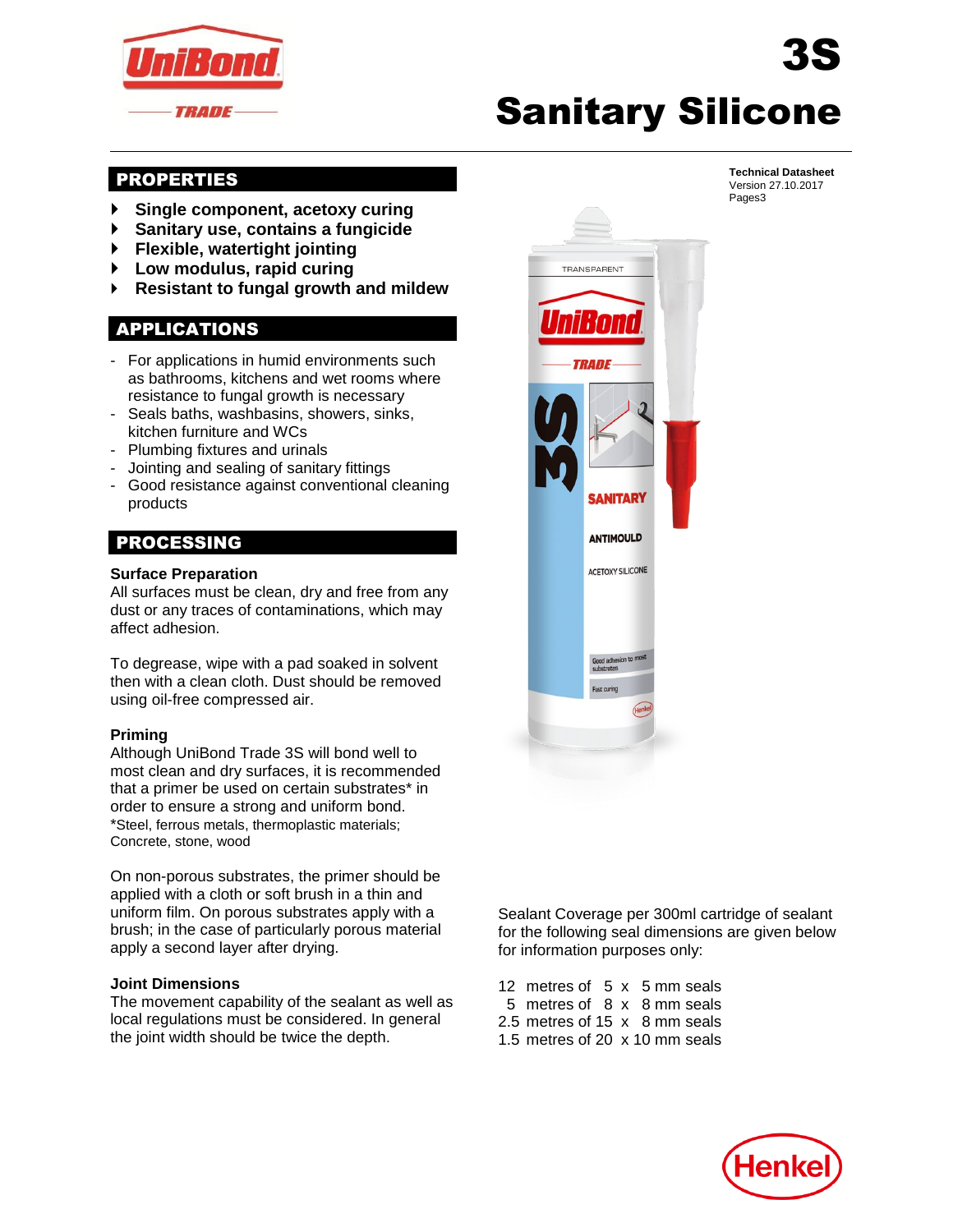# 3S Sanitary Silicone

**Technical Datasheet**
Version 27.10.2017
Pages3

## PROPERTIES

- **Single component, acetoxy curing**
- **Sanitary use, contains a fungicide**
- **Flexible, watertight jointing**
- **Low modulus, rapid curing**
- **Resistant to fungal growth and mildew**

## APPLICATIONS

- For applications in humid environments such as bathrooms, kitchens and wet rooms where resistance to fungal growth is necessary
- Seals baths, washbasins, showers, sinks, kitchen furniture and WCs
- Plumbing fixtures and urinals
- Jointing and sealing of sanitary fittings
- Good resistance against conventional cleaning products

## PROCESSING

### Surface Preparation

All surfaces must be clean, dry and free from any dust or any traces of contaminations, which may affect adhesion.

To degrease, wipe with a pad soaked in solvent then with a clean cloth. Dust should be removed using oil-free compressed air.

### Priming

Although UniBond Trade 3S will bond well to most clean and dry surfaces, it is recommended that a primer be used on certain substrates* in order to ensure a strong and uniform bond.
*Steel, ferrous metals, thermoplastic materials; Concrete, stone, wood

On non-porous substrates, the primer should be applied with a cloth or soft brush in a thin and uniform film. On porous substrates apply with a brush; in the case of particularly porous material apply a second layer after drying.

### Joint Dimensions

The movement capability of the sealant as well as local regulations must be considered. In general the joint width should be twice the depth.

Sealant Coverage per 300ml cartridge of sealant for the following seal dimensions are given below for information purposes only:

12 metres of 5 x 5 mm seals
5 metres of 8 x 8 mm seals
2.5 metres of 15 x 8 mm seals
1.5 metres of 20 x 10 mm seals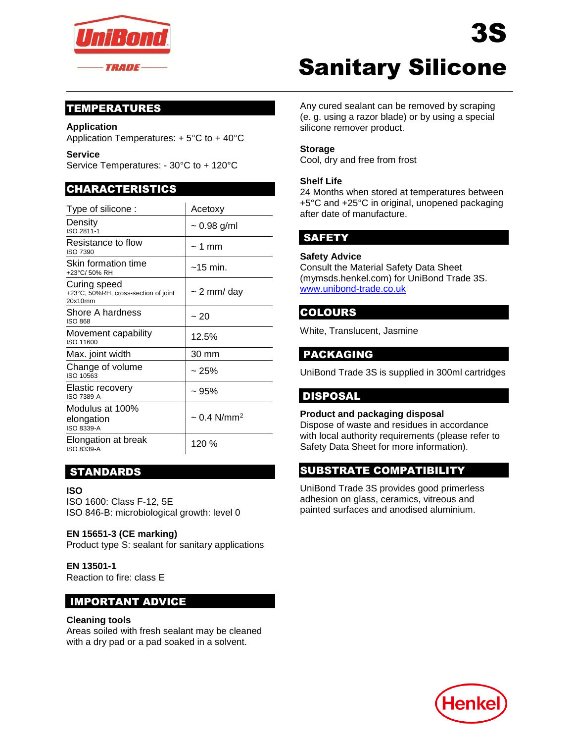# 3S Sanitary Silicone

## TEMPERATURES

**Application**
Application Temperatures: + 5°C to + 40°C

**Service**
Service Temperatures: - 30°C to + 120°C

## CHARACTERISTICS

| Property | Value |
|---|---|
| Type of silicone : | Acetoxy |
| Density<br>ISO 2811-1 | ~ 0.98 g/ml |
| Resistance to flow<br>ISO 7390 | ~ 1 mm |
| Skin formation time<br>+23°C/ 50% RH | ~15 min. |
| Curing speed<br>+23°C, 50%RH, cross-section of joint 20x10mm | ~ 2 mm/ day |
| Shore A hardness<br>ISO 868 | ~ 20 |
| Movement capability<br>ISO 11600 | 12.5% |
| Max. joint width | 30 mm |
| Change of volume<br>ISO 10563 | ~ 25% |
| Elastic recovery<br>ISO 7389-A | ~ 95% |
| Modulus at 100% elongation<br>ISO 8339-A | ~ 0.4 N/mm$^2$ |
| Elongation at break<br>ISO 8339-A | 120 % |

## STANDARDS

**ISO**
ISO 1600: Class F-12, 5E
ISO 846-B: microbiological growth: level 0

**EN 15651-3 (CE marking)**
Product type S: sealant for sanitary applications

**EN 13501-1**
Reaction to fire: class E

## IMPORTANT ADVICE

**Cleaning tools**
Areas soiled with fresh sealant may be cleaned with a dry pad or a pad soaked in a solvent.

Any cured sealant can be removed by scraping (e. g. using a razor blade) or by using a special silicone remover product.

**Storage**
Cool, dry and free from frost

**Shelf Life**
24 Months when stored at temperatures between +5°C and +25°C in original, unopened packaging after date of manufacture.

## SAFETY

**Safety Advice**
Consult the Material Safety Data Sheet (mymsds.henkel.com) for UniBond Trade 3S.
www.unibond-trade.co.uk

## COLOURS

White, Translucent, Jasmine

## PACKAGING

UniBond Trade 3S is supplied in 300ml cartridges

## DISPOSAL

**Product and packaging disposal**
Dispose of waste and residues in accordance with local authority requirements (please refer to Safety Data Sheet for more information).

## SUBSTRATE COMPATIBILITY

UniBond Trade 3S provides good primerless adhesion on glass, ceramics, vitreous and painted surfaces and anodised aluminium.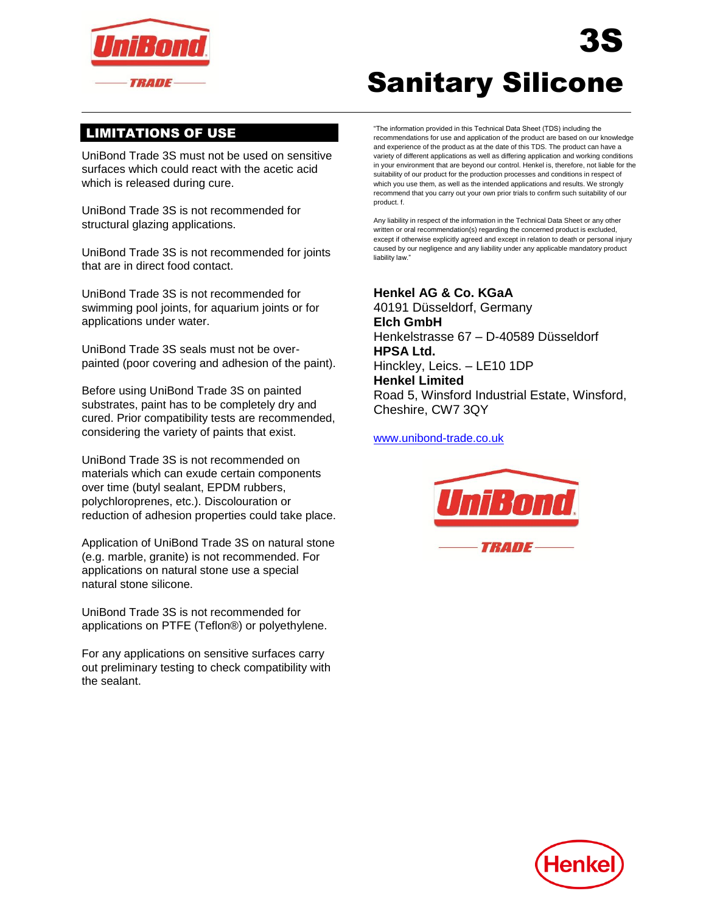# 3S

# Sanitary Silicone

## LIMITATIONS OF USE

UniBond Trade 3S must not be used on sensitive surfaces which could react with the acetic acid which is released during cure.

UniBond Trade 3S is not recommended for structural glazing applications.

UniBond Trade 3S is not recommended for joints that are in direct food contact.

UniBond Trade 3S is not recommended for swimming pool joints, for aquarium joints or for applications under water.

UniBond Trade 3S seals must not be over-painted (poor covering and adhesion of the paint).

Before using UniBond Trade 3S on painted substrates, paint has to be completely dry and cured. Prior compatibility tests are recommended, considering the variety of paints that exist.

UniBond Trade 3S is not recommended on materials which can exude certain components over time (butyl sealant, EPDM rubbers, polychloroprenes, etc.). Discolouration or reduction of adhesion properties could take place.

Application of UniBond Trade 3S on natural stone (e.g. marble, granite) is not recommended. For applications on natural stone use a special natural stone silicone.

UniBond Trade 3S is not recommended for applications on PTFE (Teflon®) or polyethylene.

For any applications on sensitive surfaces carry out preliminary testing to check compatibility with the sealant.

"The information provided in this Technical Data Sheet (TDS) including the recommendations for use and application of the product are based on our knowledge and experience of the product as at the date of this TDS. The product can have a variety of different applications as well as differing application and working conditions in your environment that are beyond our control. Henkel is, therefore, not liable for the suitability of our product for the production processes and conditions in respect of which you use them, as well as the intended applications and results. We strongly recommend that you carry out your own prior trials to confirm such suitability of our product. f.

Any liability in respect of the information in the Technical Data Sheet or any other written or oral recommendation(s) regarding the concerned product is excluded, except if otherwise explicitly agreed and except in relation to death or personal injury caused by our negligence and any liability under any applicable mandatory product liability law."

**Henkel AG & Co. KGaA**
40191 Düsseldorf, Germany
**Elch GmbH**
Henkelstrasse 67 – D-40589 Düsseldorf
**HPSA Ltd.**
Hinckley, Leics. – LE10 1DP
**Henkel Limited**
Road 5, Winsford Industrial Estate, Winsford, Cheshire, CW7 3QY

www.unibond-trade.co.uk